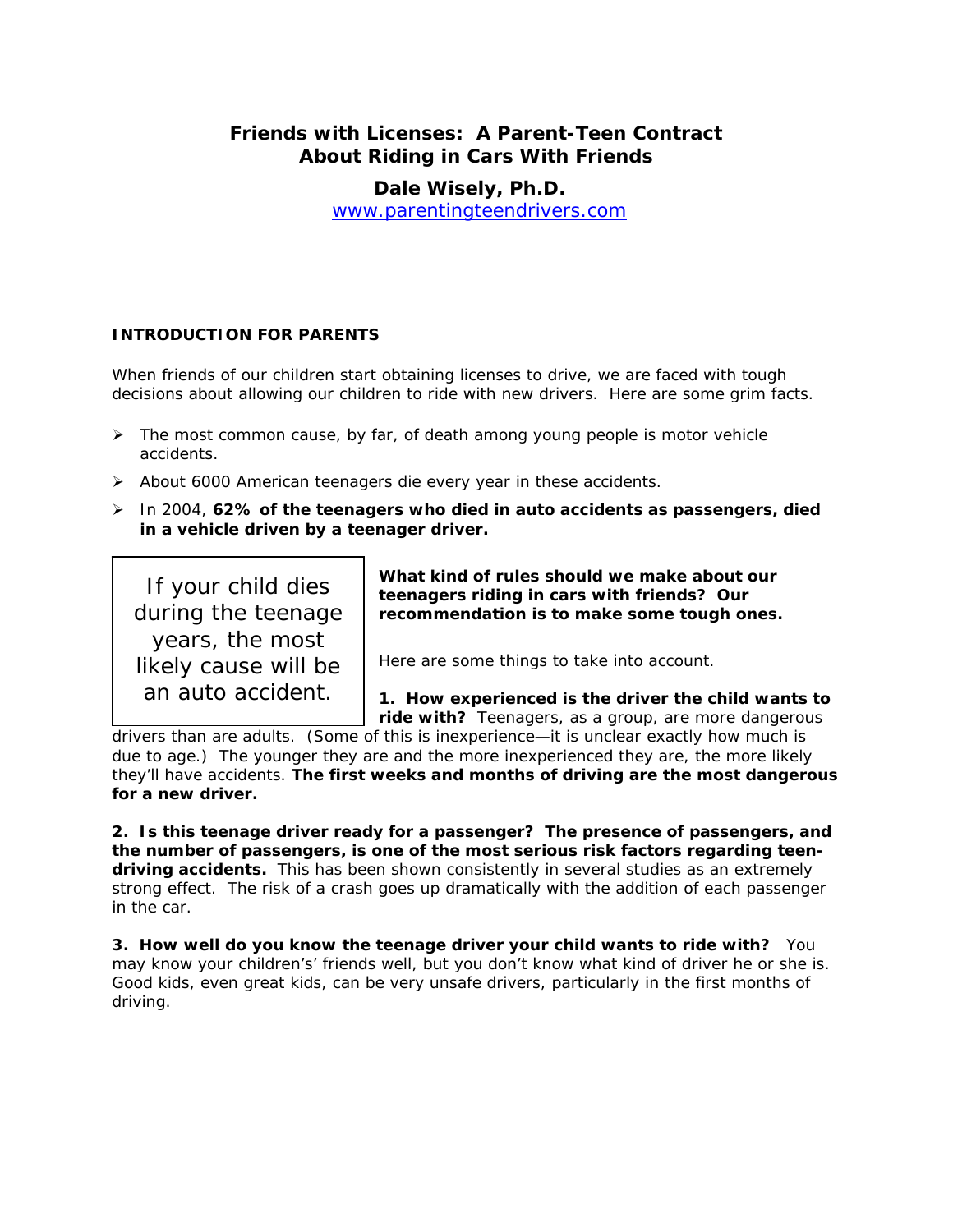# Friends with Licenses: A Parent-Teen Contract About Riding in Cars With Friends

**Dale Wisely, Ph.D.**

www.parentingteendrivers.com

## INTRODUCTION FOR PARENTS

When friends of our children start obtaining licenses to drive, we are faced with tough decisions about allowing our children to ride with new drivers. Here are some grim facts.

- The most common cause, by far, of death among young people is motor vehicle accidents.
- About 6000 American teenagers die every year in these accidents.
- In 2004, **62% of the teenagers who died in auto accidents as passengers, died in a vehicle driven by a teenager driver.**

> If your child dies during the teenage years, the most likely cause will be an auto accident.

**What kind of rules should we make about our teenagers riding in cars with friends? Our recommendation is to make some tough ones.**

Here are some things to take into account.

**1. How experienced is the driver the child wants to ride with?** Teenagers, as a group, are more dangerous drivers than are adults. (Some of this is inexperience—it is unclear exactly how much is due to age.) The younger they are and the more inexperienced they are, the more likely they'll have accidents. **The first weeks and months of driving are the most dangerous for a new driver.**

**2. Is this teenage driver ready for a passenger? The presence of passengers, and the number of passengers, is one of the most serious risk factors regarding teen-driving accidents.** This has been shown consistently in several studies as an extremely strong effect. The risk of a crash goes up dramatically with the addition of each passenger in the car.

**3. How well do you know the teenage driver your child wants to ride with?** You may know your children's' friends well, but you don't know what kind of driver he or she is. Good kids, even great kids, can be very unsafe drivers, particularly in the first months of driving.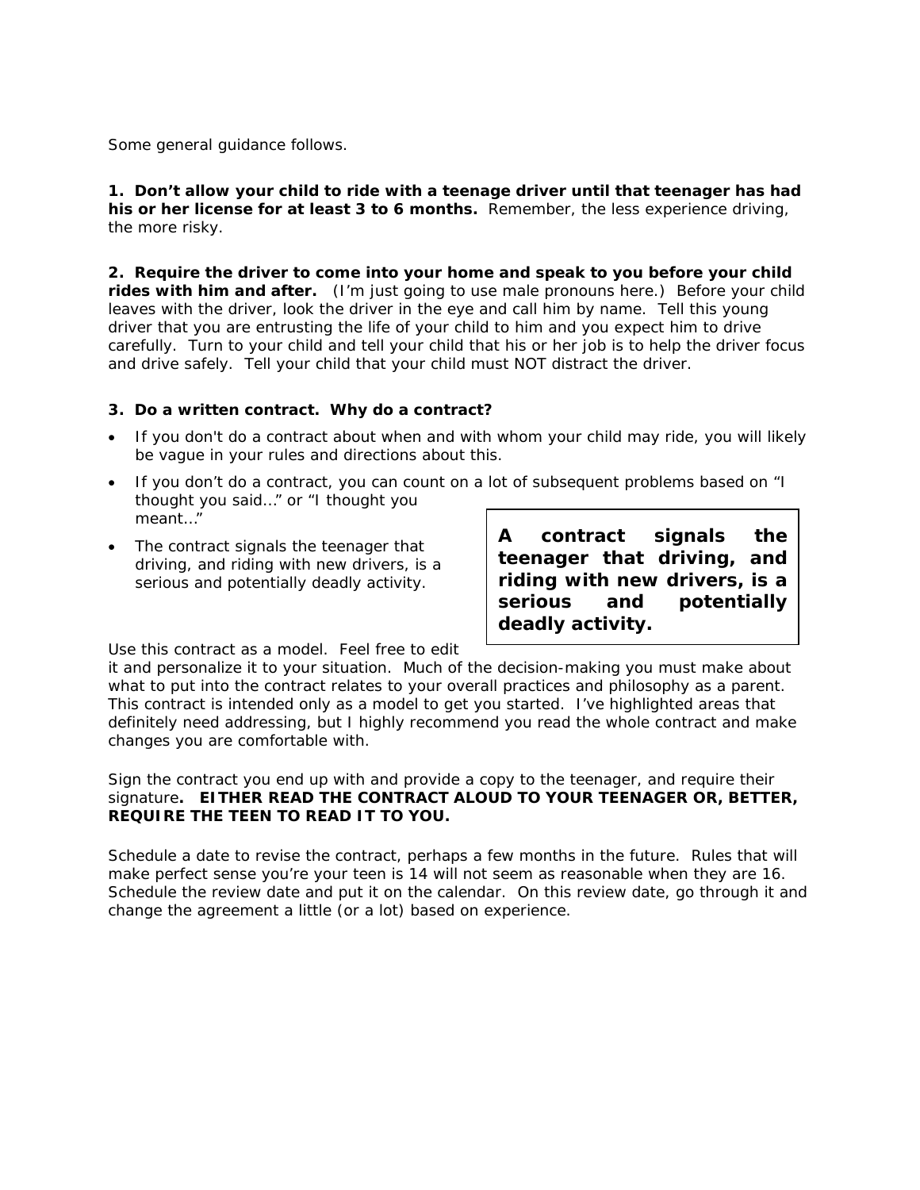Some general guidance follows.

**1. Don't allow your child to ride with a teenage driver until that teenager has had his or her license for at least 3 to 6 months.** Remember, the less experience driving, the more risky.

**2. Require the driver to come into your home and speak to you before your child rides with him and after.** (I'm just going to use male pronouns here.) Before your child leaves with the driver, look the driver in the eye and call him by name. Tell this young driver that you are entrusting the life of your child to him and you expect him to drive carefully. Turn to your child and tell your child that his or her job is to help the driver focus and drive safely. Tell your child that your child must NOT distract the driver.

**3. Do a written contract. Why do a contract?**

- If you don't do a contract about when and with whom your child may ride, you will likely be vague in your rules and directions about this.
- If you don't do a contract, you can count on a lot of subsequent problems based on "I thought you said…" or "I thought you meant…"
- The contract signals the teenager that driving, and riding with new drivers, is a serious and potentially deadly activity.

**A contract signals the teenager that driving, and riding with new drivers, is a serious and potentially deadly activity.**

Use this contract as a model. Feel free to edit it and personalize it to your situation. Much of the decision-making you must make about what to put into the contract relates to your overall practices and philosophy as a parent. This contract is intended only as a model to get you started. I've highlighted areas that definitely need addressing, but I highly recommend you read the whole contract and make changes you are comfortable with.

Sign the contract you end up with and provide a copy to the teenager, and require their signature**. EITHER READ THE CONTRACT ALOUD TO YOUR TEENAGER OR, BETTER, REQUIRE THE TEEN TO READ IT TO YOU.**

Schedule a date to revise the contract, perhaps a few months in the future. Rules that will make perfect sense you're your teen is 14 will not seem as reasonable when they are 16. Schedule the review date and put it on the calendar. On this review date, go through it and change the agreement a little (or a lot) based on experience.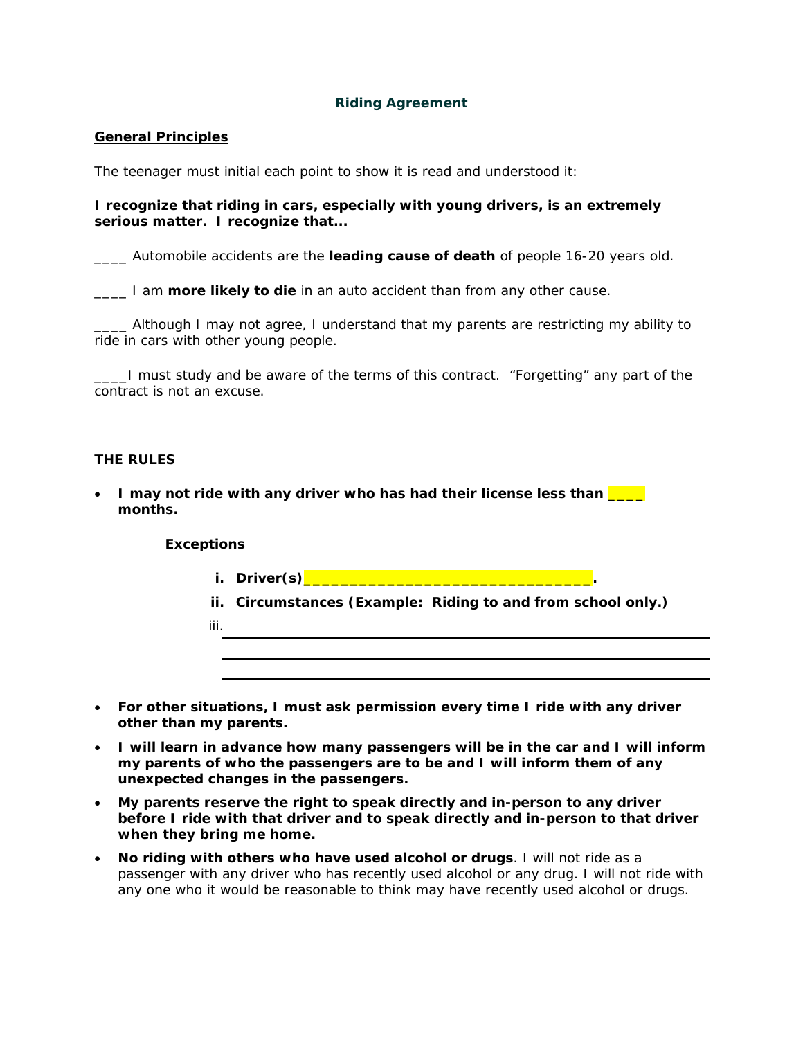### Riding Agreement

**General Principles**

The teenager must initial each point to show it is read and understood it:

**I recognize that riding in cars, especially with young drivers, is an extremely serious matter. I recognize that...**

____ Automobile accidents are the **leading cause of death** of people 16-20 years old.

____ I am **more likely to die** in an auto accident than from any other cause.

____ Although I may not agree, I understand that my parents are restricting my ability to ride in cars with other young people.

____I must study and be aware of the terms of this contract. "Forgetting" any part of the contract is not an excuse.

**THE RULES**

- **I may not ride with any driver who has had their license less than ____ months.**

  **Exceptions**

  i. **Driver(s)________________________________.**

  ii. **Circumstances (Example: Riding to and from school only.)**

  iii. ____________________________________________________

  ____________________________________________________

  ____________________________________________________

- **For other situations, I must ask permission every time I ride with any driver other than my parents.**
- **I will learn in advance how many passengers will be in the car and I will inform my parents of who the passengers are to be and I will inform them of any unexpected changes in the passengers.**
- **My parents reserve the right to speak directly and in-person to any driver before I ride with that driver and to speak directly and in-person to that driver when they bring me home.**
- **No riding with others who have used alcohol or drugs**. I will not ride as a passenger with any driver who has recently used alcohol or any drug. I will not ride with any one who it would be reasonable to think may have recently used alcohol or drugs.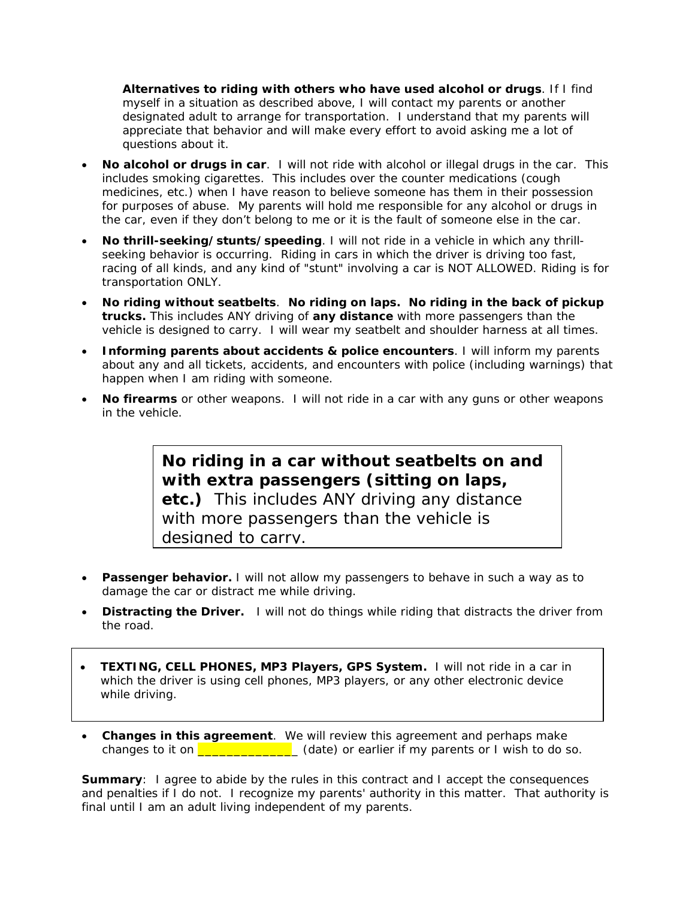**Alternatives to riding with others who have used alcohol or drugs**. If I find myself in a situation as described above, I will contact my parents or another designated adult to arrange for transportation. I understand that my parents will appreciate that behavior and will make every effort to avoid asking me a lot of questions about it.

- **No alcohol or drugs in car**. I will not ride with alcohol or illegal drugs in the car. This includes smoking cigarettes. This includes over the counter medications (cough medicines, etc.) when I have reason to believe someone has them in their possession for purposes of abuse. My parents will hold me responsible for any alcohol or drugs in the car, even if they don't belong to me or it is the fault of someone else in the car.
- **No thrill-seeking/stunts/speeding**. I will not ride in a vehicle in which any thrill-seeking behavior is occurring. Riding in cars in which the driver is driving too fast, racing of all kinds, and any kind of "stunt" involving a car is NOT ALLOWED. Riding is for transportation ONLY.
- **No riding without seatbelts**. **No riding on laps. No riding in the back of pickup trucks.** This includes ANY driving of **any distance** with more passengers than the vehicle is designed to carry. I will wear my seatbelt and shoulder harness at all times.
- **Informing parents about accidents & police encounters**. I will inform my parents about any and all tickets, accidents, and encounters with police (including warnings) that happen when I am riding with someone.
- **No firearms** or other weapons. I will not ride in a car with any guns or other weapons in the vehicle.

**No riding in a car without seatbelts on and with extra passengers (sitting on laps, etc.)** This includes ANY driving any distance with more passengers than the vehicle is designed to carry.

- **Passenger behavior.** I will not allow my passengers to behave in such a way as to damage the car or distract me while driving.
- **Distracting the Driver.** I will not do things while riding that distracts the driver from the road.

- **TEXTING, CELL PHONES, MP3 Players, GPS System.** I will not ride in a car in which the driver is using cell phones, MP3 players, or any other electronic device while driving.

- **Changes in this agreement**. We will review this agreement and perhaps make changes to it on ______________ (date) or earlier if my parents or I wish to do so.

**Summary**: I agree to abide by the rules in this contract and I accept the consequences and penalties if I do not. I recognize my parents' authority in this matter. That authority is final until I am an adult living independent of my parents.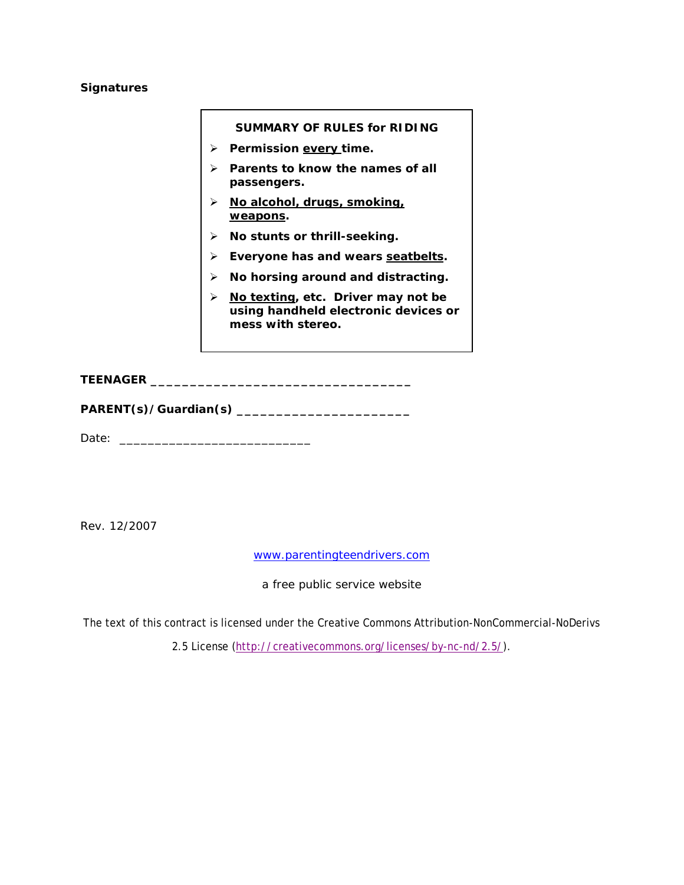**Signatures**

**SUMMARY OF RULES for RIDING**

- **Permission <u>every</u> time.**
- **Parents to know the names of all passengers.**
- **<u>No alcohol, drugs, smoking, weapons</u>.**
- **No stunts or thrill-seeking.**
- **Everyone has and wears <u>seatbelts</u>.**
- **No horsing around and distracting.**
- **<u>No texting</u>, etc. Driver may not be using handheld electronic devices or mess with stereo.**

**TEENAGER** ___________________________________

**PARENT(s)/Guardian(s)** _______________________

Date: ___________________________

Rev. 12/2007

www.parentingteendrivers.com

a free public service website

The text of this contract is licensed under the Creative Commons Attribution-NonCommercial-NoDerivs 2.5 License (http://creativecommons.org/licenses/by-nc-nd/2.5/).